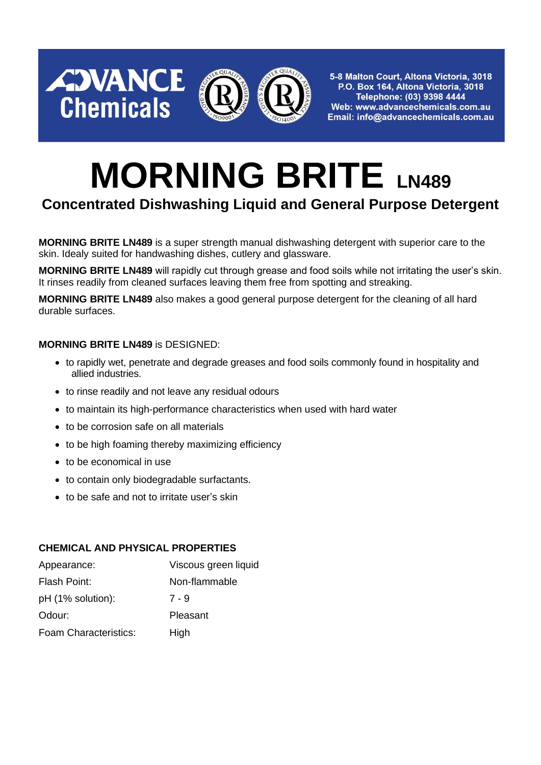**ADVANCE Chemicals**

5-8 Malton Court, Altona Victoria, 3018
P.O. Box 164, Altona Victoria, 3018
Telephone: (03) 9398 4444
Web: www.advancechemicals.com.au
Email: info@advancechemicals.com.au

# MORNING BRITE LN489

## Concentrated Dishwashing Liquid and General Purpose Detergent

**MORNING BRITE LN489** is a super strength manual dishwashing detergent with superior care to the skin. Idealy suited for handwashing dishes, cutlery and glassware.

**MORNING BRITE LN489** will rapidly cut through grease and food soils while not irritating the user's skin. It rinses readily from cleaned surfaces leaving them free from spotting and streaking.

**MORNING BRITE LN489** also makes a good general purpose detergent for the cleaning of all hard durable surfaces.

**MORNING BRITE LN489** is DESIGNED:

- to rapidly wet, penetrate and degrade greases and food soils commonly found in hospitality and allied industries.
- to rinse readily and not leave any residual odours
- to maintain its high-performance characteristics when used with hard water
- to be corrosion safe on all materials
- to be high foaming thereby maximizing efficiency
- to be economical in use
- to contain only biodegradable surfactants.
- to be safe and not to irritate user's skin

**CHEMICAL AND PHYSICAL PROPERTIES**

| | |
|---|---|
| Appearance: | Viscous green liquid |
| Flash Point: | Non-flammable |
| pH (1% solution): | 7 - 9 |
| Odour: | Pleasant |
| Foam Characteristics: | High |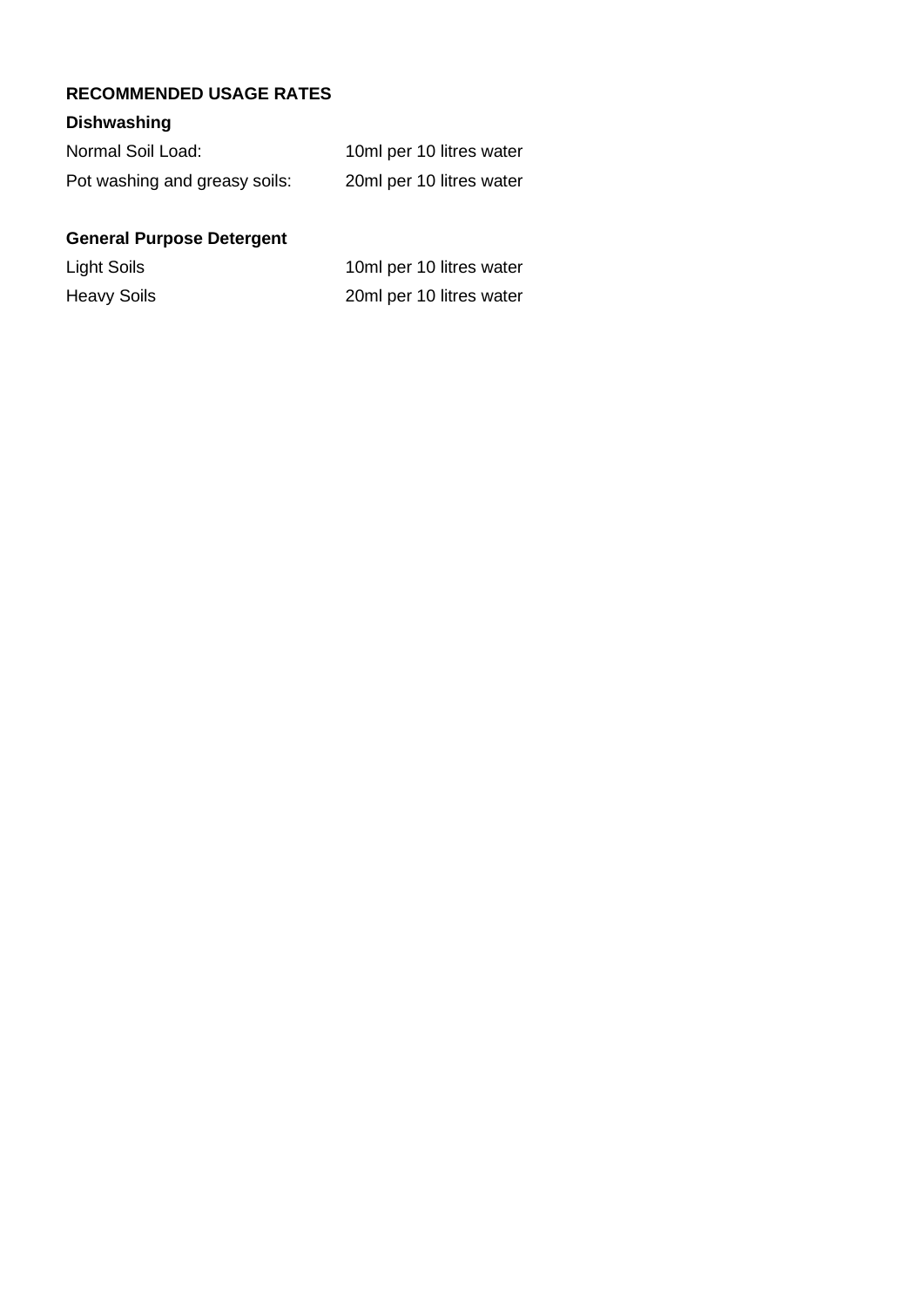**RECOMMENDED USAGE RATES**

**Dishwashing**

| | |
|---|---|
| Normal Soil Load: | 10ml per 10 litres water |
| Pot washing and greasy soils: | 20ml per 10 litres water |

**General Purpose Detergent**

| | |
|---|---|
| Light Soils | 10ml per 10 litres water |
| Heavy Soils | 20ml per 10 litres water |